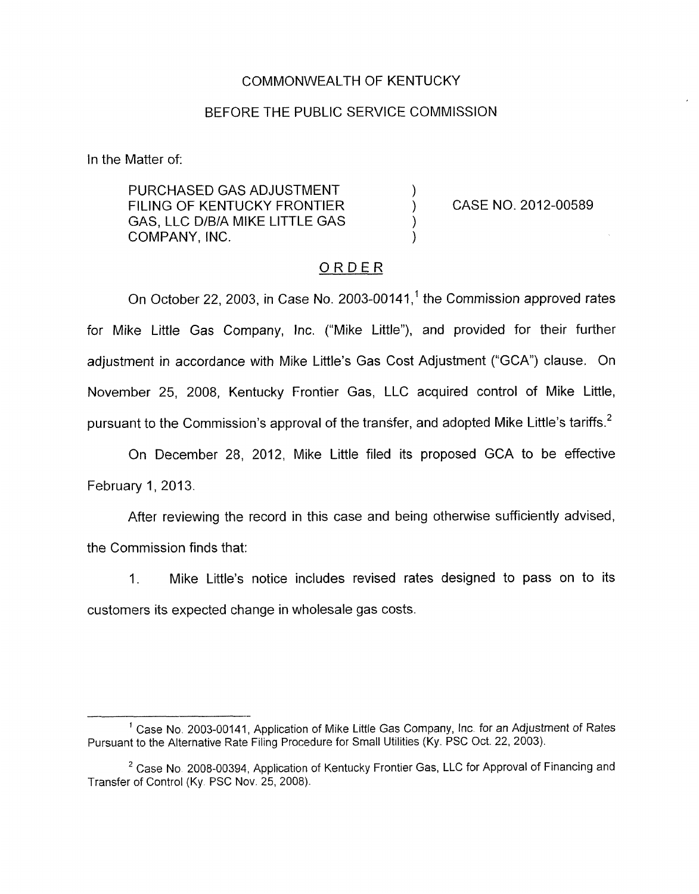COMMONWEALTH OF KENTUCKY

BEFORE THE PUBLIC SERVICE COMMISSION

In the Matter of:

| | | |
|---|---|---|
| PURCHASED GAS ADJUSTMENT FILING OF KENTUCKY FRONTIER GAS, LLC D/B/A MIKE LITTLE GAS COMPANY, INC. | ) ) ) ) | CASE NO. 2012-00589 |

## ORDER

On October 22, 2003, in Case No. 2003-00141,[1] the Commission approved rates for Mike Little Gas Company, Inc. ("Mike Little"), and provided for their further adjustment in accordance with Mike Little's Gas Cost Adjustment ("GCA") clause. On November 25, 2008, Kentucky Frontier Gas, LLC acquired control of Mike Little, pursuant to the Commission's approval of the transfer, and adopted Mike Little's tariffs.[2]

On December 28, 2012, Mike Little filed its proposed GCA to be effective February 1, 2013.

After reviewing the record in this case and being otherwise sufficiently advised, the Commission finds that:

1. Mike Little's notice includes revised rates designed to pass on to its customers its expected change in wholesale gas costs.

---

[1] Case No. 2003-00141, Application of Mike Little Gas Company, Inc. for an Adjustment of Rates Pursuant to the Alternative Rate Filing Procedure for Small Utilities (Ky. PSC Oct. 22, 2003).

[2] Case No. 2008-00394, Application of Kentucky Frontier Gas, LLC for Approval of Financing and Transfer of Control (Ky. PSC Nov. 25, 2008).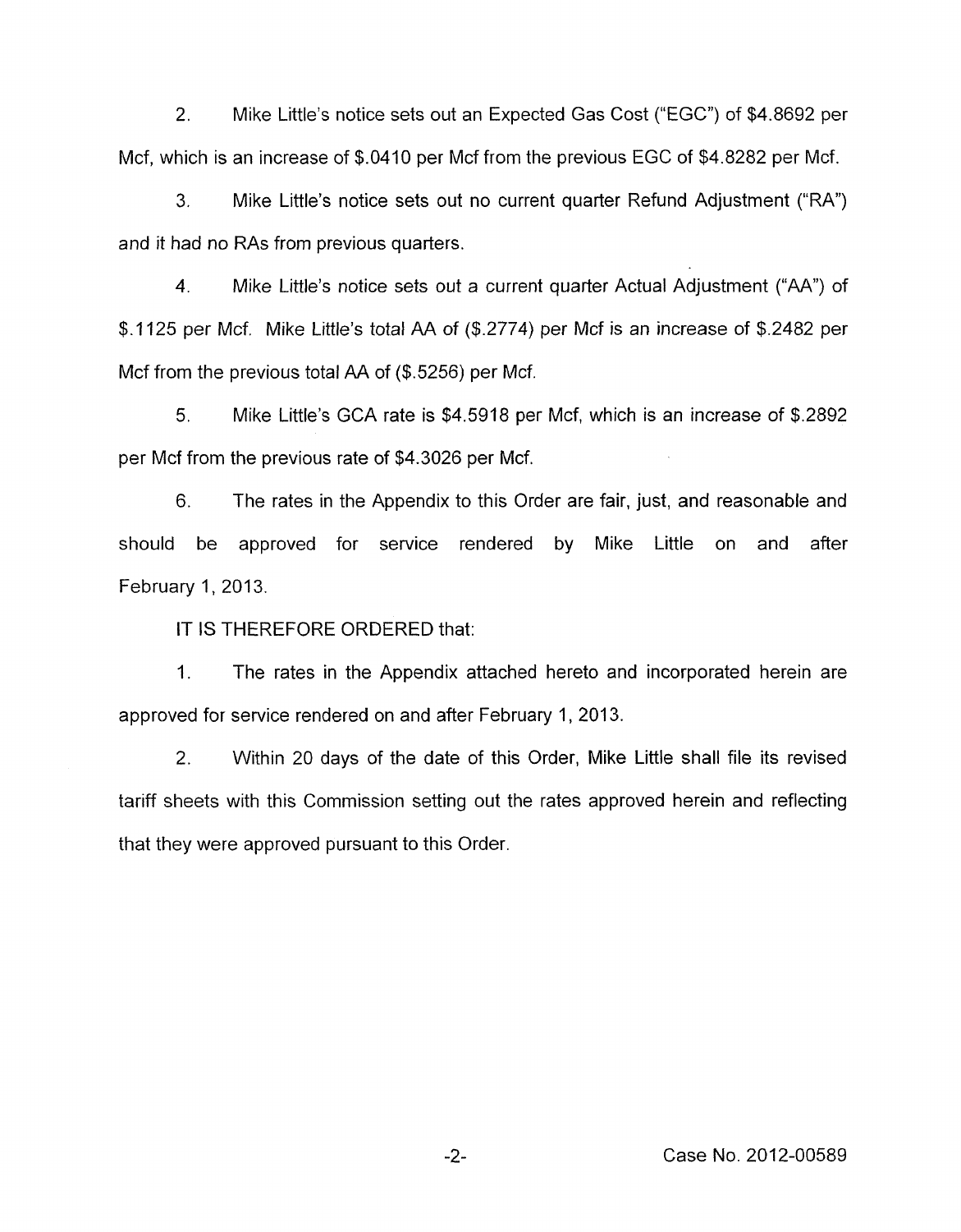2. Mike Little's notice sets out an Expected Gas Cost ("EGC") of $4.8692 per Mcf, which is an increase of $.0410 per Mcf from the previous EGC of $4.8282 per Mcf.

3. Mike Little's notice sets out no current quarter Refund Adjustment ("RA") and it had no RAs from previous quarters.

4. Mike Little's notice sets out a current quarter Actual Adjustment ("AA") of $.1125 per Mcf. Mike Little's total AA of ($.2774) per Mcf is an increase of $.2482 per Mcf from the previous total AA of ($.5256) per Mcf.

5. Mike Little's GCA rate is $4.5918 per Mcf, which is an increase of $.2892 per Mcf from the previous rate of $4.3026 per Mcf.

6. The rates in the Appendix to this Order are fair, just, and reasonable and should be approved for service rendered by Mike Little on and after February 1, 2013.

IT IS THEREFORE ORDERED that:

1. The rates in the Appendix attached hereto and incorporated herein are approved for service rendered on and after February 1, 2013.

2. Within 20 days of the date of this Order, Mike Little shall file its revised tariff sheets with this Commission setting out the rates approved herein and reflecting that they were approved pursuant to this Order.

Case No. 2012-00589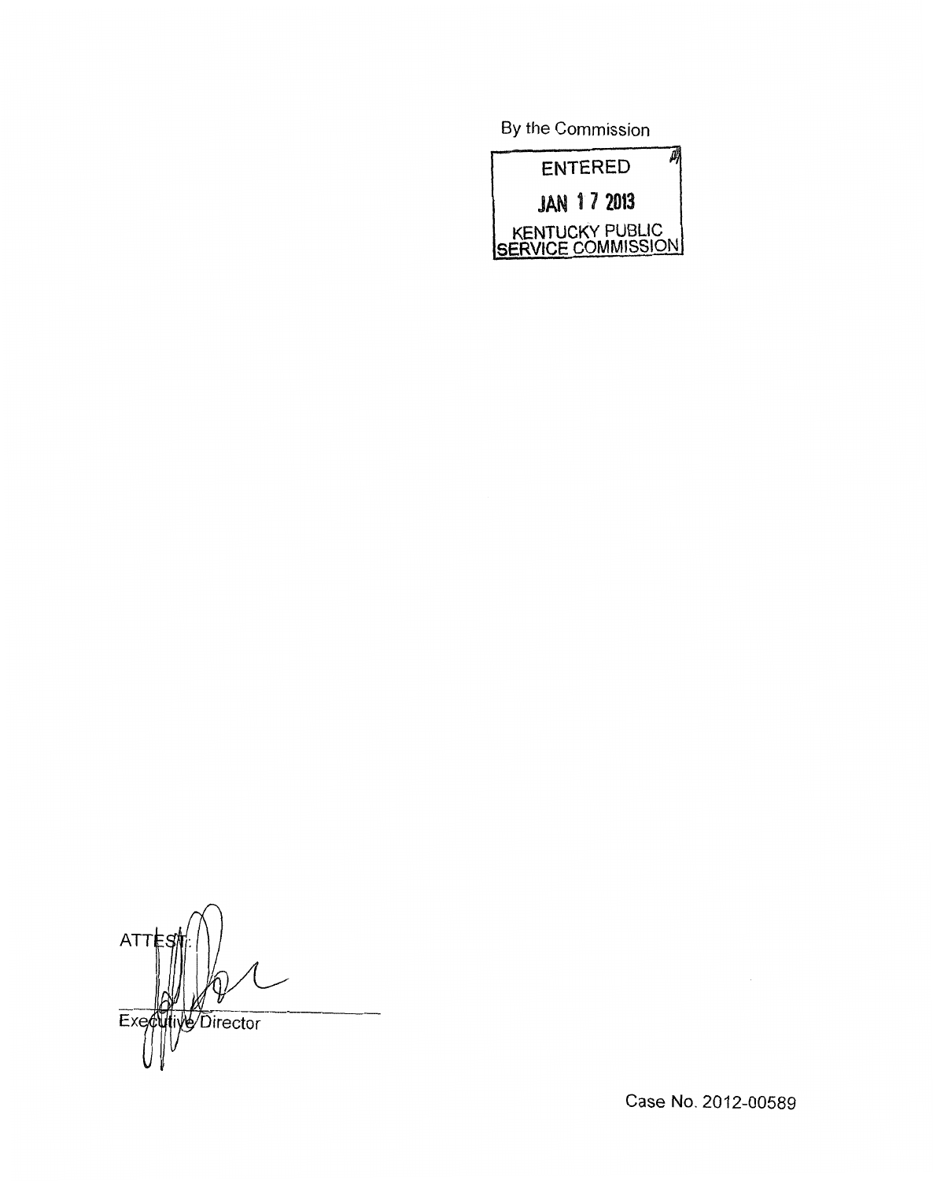By the Commission

ENTERED

JAN 17 2013

KENTUCKY PUBLIC SERVICE COMMISSION

ATTEST:

Executive Director

Case No. 2012-00589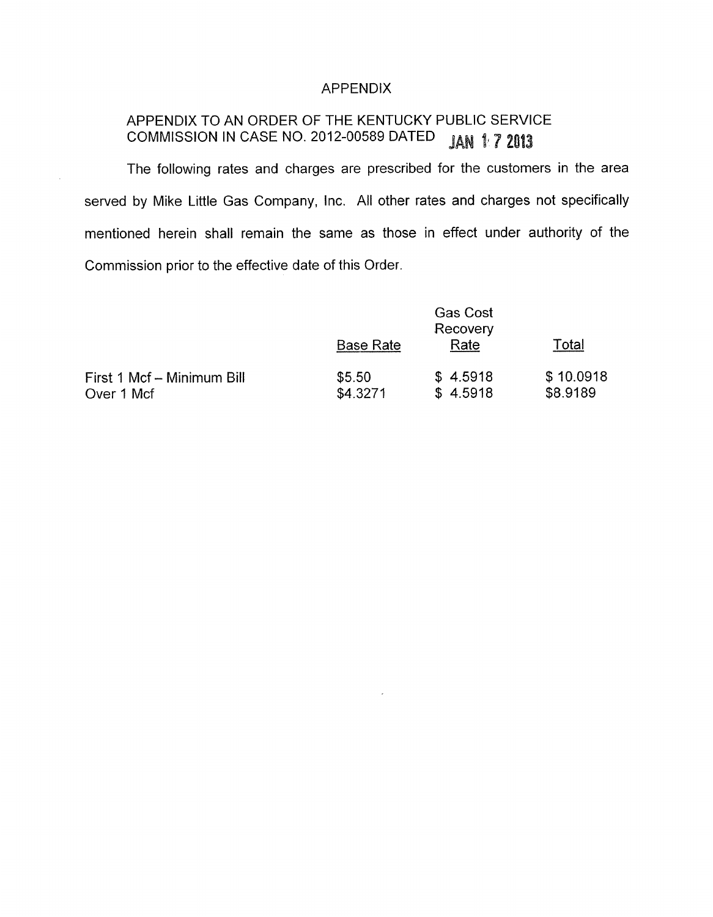# APPENDIX

APPENDIX TO AN ORDER OF THE KENTUCKY PUBLIC SERVICE COMMISSION IN CASE NO. 2012-00589 DATED JAN 17 2013

The following rates and charges are prescribed for the customers in the area served by Mike Little Gas Company, Inc. All other rates and charges not specifically mentioned herein shall remain the same as those in effect under authority of the Commission prior to the effective date of this Order.

| | Base Rate | Gas Cost Recovery Rate | Total |
|---|---|---|---|
| First 1 Mcf – Minimum Bill | $5.50 | $ 4.5918 | $ 10.0918 |
| Over 1 Mcf | $4.3271 | $ 4.5918 | $8.9189 |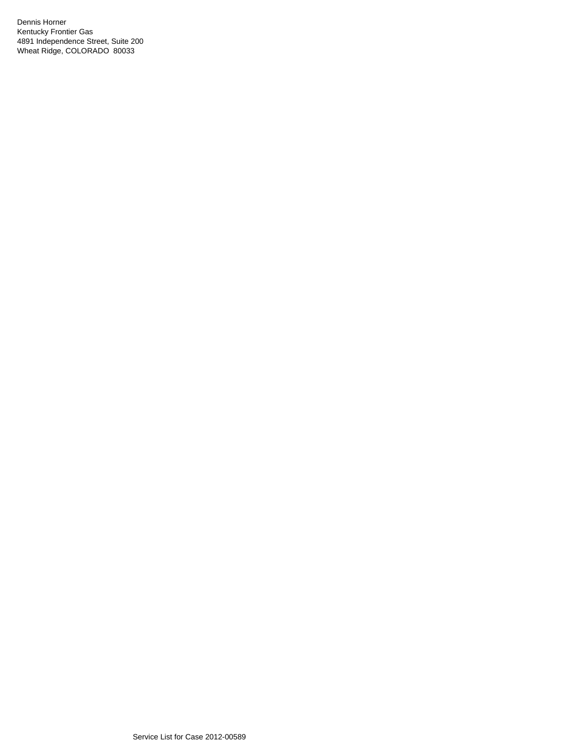Dennis Horner
Kentucky Frontier Gas
4891 Independence Street, Suite 200
Wheat Ridge, COLORADO 80033